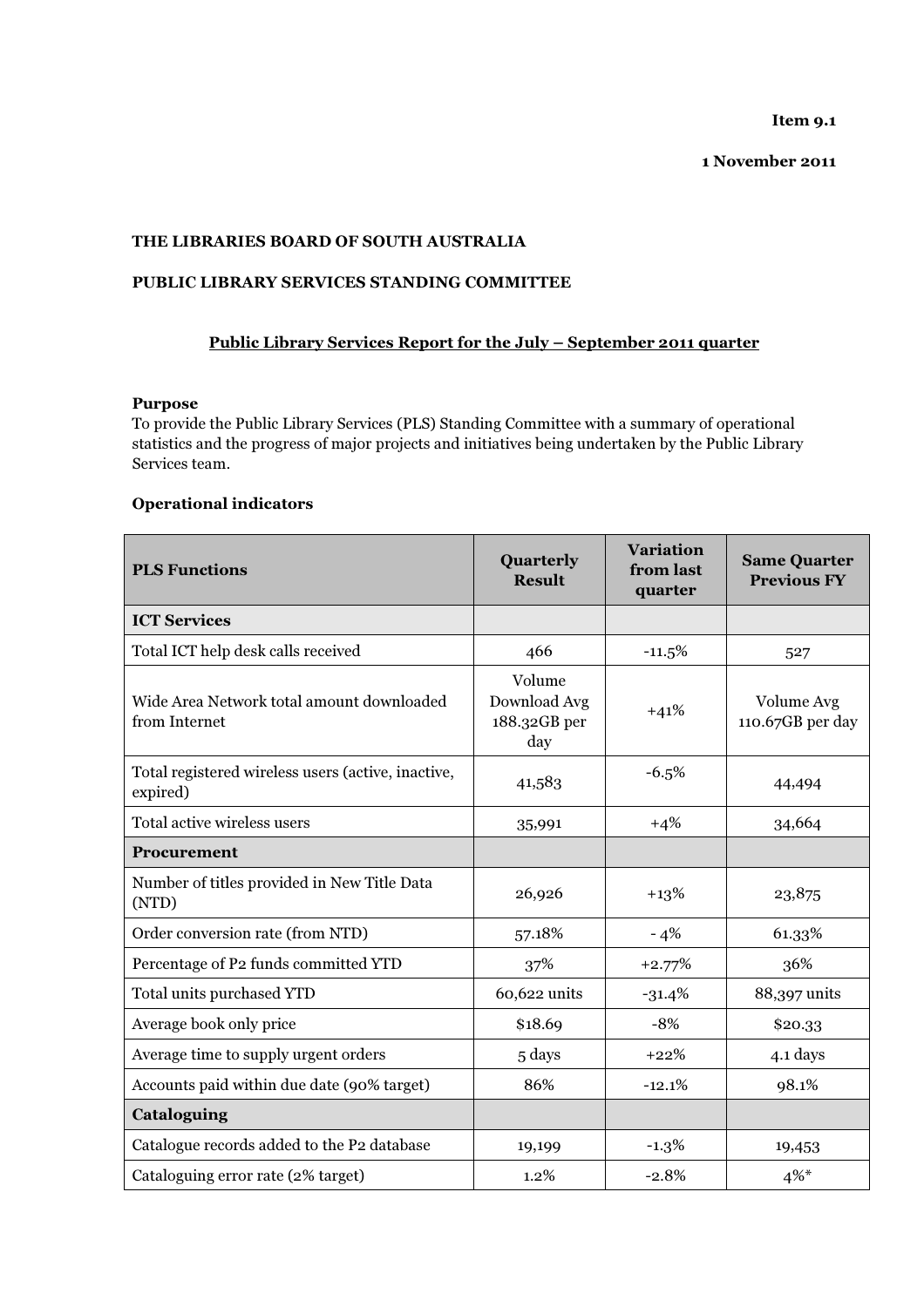**Item 9.1**

**1 November 2011**

**THE LIBRARIES BOARD OF SOUTH AUSTRALIA**

**PUBLIC LIBRARY SERVICES STANDING COMMITTEE**

**<u>Public Library Services Report for the July – September 2011 quarter</u>**

**Purpose**

To provide the Public Library Services (PLS) Standing Committee with a summary of operational statistics and the progress of major projects and initiatives being undertaken by the Public Library Services team.

**Operational indicators**

| PLS Functions | Quarterly Result | Variation from last quarter | Same Quarter Previous FY |
|---|---|---|---|
| **ICT Services** | | | |
| Total ICT help desk calls received | 466 | -11.5% | 527 |
| Wide Area Network total amount downloaded from Internet | Volume Download Avg 188.32GB per day | +41% | Volume Avg 110.67GB per day |
| Total registered wireless users (active, inactive, expired) | 41,583 | -6.5% | 44,494 |
| Total active wireless users | 35,991 | +4% | 34,664 |
| **Procurement** | | | |
| Number of titles provided in New Title Data (NTD) | 26,926 | +13% | 23,875 |
| Order conversion rate (from NTD) | 57.18% | - 4% | 61.33% |
| Percentage of P2 funds committed YTD | 37% | +2.77% | 36% |
| Total units purchased YTD | 60,622 units | -31.4% | 88,397 units |
| Average book only price | $18.69 | -8% | $20.33 |
| Average time to supply urgent orders | 5 days | +22% | 4.1 days |
| Accounts paid within due date (90% target) | 86% | -12.1% | 98.1% |
| **Cataloguing** | | | |
| Catalogue records added to the P2 database | 19,199 | -1.3% | 19,453 |
| Cataloguing error rate (2% target) | 1.2% | -2.8% | 4%* |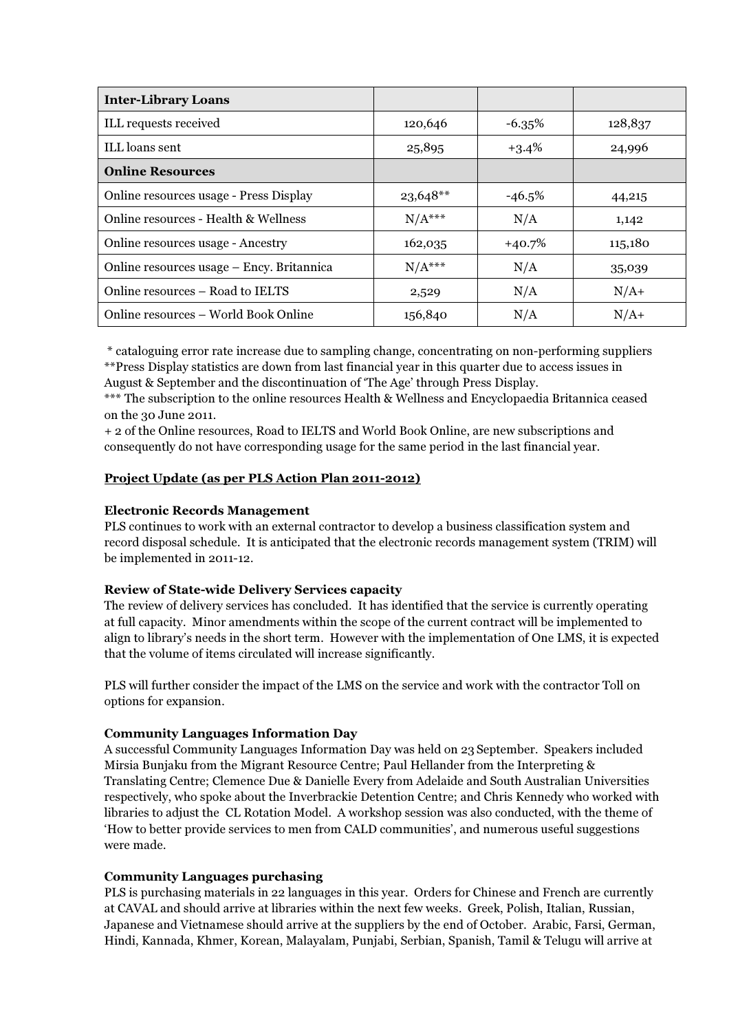| Inter-Library Loans | | | |
|---|---|---|---|
| ILL requests received | 120,646 | -6.35% | 128,837 |
| ILL loans sent | 25,895 | +3.4% | 24,996 |
| **Online Resources** | | | |
| Online resources usage - Press Display | 23,648** | -46.5% | 44,215 |
| Online resources - Health & Wellness | N/A*** | N/A | 1,142 |
| Online resources usage - Ancestry | 162,035 | +40.7% | 115,180 |
| Online resources usage – Ency. Britannica | N/A*** | N/A | 35,039 |
| Online resources – Road to IELTS | 2,529 | N/A | N/A+ |
| Online resources – World Book Online | 156,840 | N/A | N/A+ |

\* cataloguing error rate increase due to sampling change, concentrating on non-performing suppliers
**Press Display statistics are down from last financial year in this quarter due to access issues in August & September and the discontinuation of 'The Age' through Press Display.
*** The subscription to the online resources Health & Wellness and Encyclopaedia Britannica ceased on the 30 June 2011.
+ 2 of the Online resources, Road to IELTS and World Book Online, are new subscriptions and consequently do not have corresponding usage for the same period in the last financial year.

## Project Update (as per PLS Action Plan 2011-2012)

### Electronic Records Management

PLS continues to work with an external contractor to develop a business classification system and record disposal schedule. It is anticipated that the electronic records management system (TRIM) will be implemented in 2011-12.

### Review of State-wide Delivery Services capacity

The review of delivery services has concluded. It has identified that the service is currently operating at full capacity. Minor amendments within the scope of the current contract will be implemented to align to library's needs in the short term. However with the implementation of One LMS, it is expected that the volume of items circulated will increase significantly.

PLS will further consider the impact of the LMS on the service and work with the contractor Toll on options for expansion.

### Community Languages Information Day

A successful Community Languages Information Day was held on 23 September. Speakers included Mirsia Bunjaku from the Migrant Resource Centre; Paul Hellander from the Interpreting & Translating Centre; Clemence Due & Danielle Every from Adelaide and South Australian Universities respectively, who spoke about the Inverbrackie Detention Centre; and Chris Kennedy who worked with libraries to adjust the CL Rotation Model. A workshop session was also conducted, with the theme of 'How to better provide services to men from CALD communities', and numerous useful suggestions were made.

### Community Languages purchasing

PLS is purchasing materials in 22 languages in this year. Orders for Chinese and French are currently at CAVAL and should arrive at libraries within the next few weeks. Greek, Polish, Italian, Russian, Japanese and Vietnamese should arrive at the suppliers by the end of October. Arabic, Farsi, German, Hindi, Kannada, Khmer, Korean, Malayalam, Punjabi, Serbian, Spanish, Tamil & Telugu will arrive at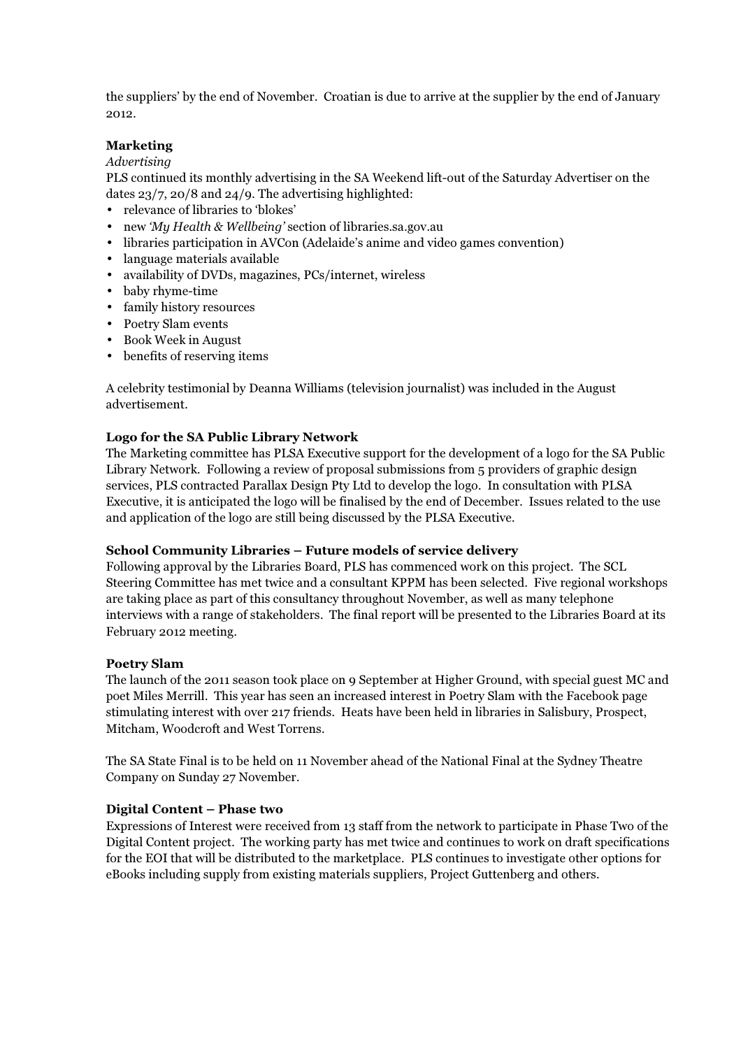the suppliers' by the end of November. Croatian is due to arrive at the supplier by the end of January 2012.

**Marketing**

*Advertising*

PLS continued its monthly advertising in the SA Weekend lift-out of the Saturday Advertiser on the dates 23/7, 20/8 and 24/9. The advertising highlighted:

- relevance of libraries to 'blokes'
- new *'My Health & Wellbeing'* section of libraries.sa.gov.au
- libraries participation in AVCon (Adelaide's anime and video games convention)
- language materials available
- availability of DVDs, magazines, PCs/internet, wireless
- baby rhyme-time
- family history resources
- Poetry Slam events
- Book Week in August
- benefits of reserving items

A celebrity testimonial by Deanna Williams (television journalist) was included in the August advertisement.

**Logo for the SA Public Library Network**

The Marketing committee has PLSA Executive support for the development of a logo for the SA Public Library Network. Following a review of proposal submissions from 5 providers of graphic design services, PLS contracted Parallax Design Pty Ltd to develop the logo. In consultation with PLSA Executive, it is anticipated the logo will be finalised by the end of December. Issues related to the use and application of the logo are still being discussed by the PLSA Executive.

**School Community Libraries – Future models of service delivery**

Following approval by the Libraries Board, PLS has commenced work on this project. The SCL Steering Committee has met twice and a consultant KPPM has been selected. Five regional workshops are taking place as part of this consultancy throughout November, as well as many telephone interviews with a range of stakeholders. The final report will be presented to the Libraries Board at its February 2012 meeting.

**Poetry Slam**

The launch of the 2011 season took place on 9 September at Higher Ground, with special guest MC and poet Miles Merrill. This year has seen an increased interest in Poetry Slam with the Facebook page stimulating interest with over 217 friends. Heats have been held in libraries in Salisbury, Prospect, Mitcham, Woodcroft and West Torrens.

The SA State Final is to be held on 11 November ahead of the National Final at the Sydney Theatre Company on Sunday 27 November.

**Digital Content – Phase two**

Expressions of Interest were received from 13 staff from the network to participate in Phase Two of the Digital Content project. The working party has met twice and continues to work on draft specifications for the EOI that will be distributed to the marketplace. PLS continues to investigate other options for eBooks including supply from existing materials suppliers, Project Guttenberg and others.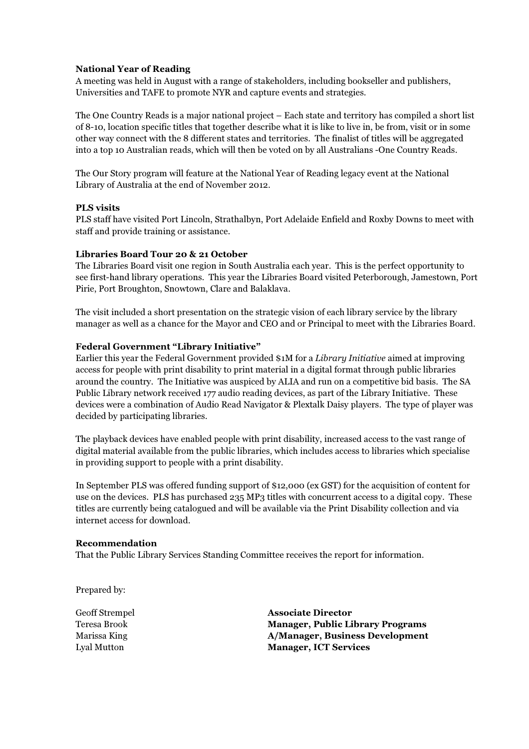**National Year of Reading**

A meeting was held in August with a range of stakeholders, including bookseller and publishers, Universities and TAFE to promote NYR and capture events and strategies.

The One Country Reads is a major national project – Each state and territory has compiled a short list of 8-10, location specific titles that together describe what it is like to live in, be from, visit or in some other way connect with the 8 different states and territories. The finalist of titles will be aggregated into a top 10 Australian reads, which will then be voted on by all Australians -One Country Reads.

The Our Story program will feature at the National Year of Reading legacy event at the National Library of Australia at the end of November 2012.

**PLS visits**

PLS staff have visited Port Lincoln, Strathalbyn, Port Adelaide Enfield and Roxby Downs to meet with staff and provide training or assistance.

**Libraries Board Tour 20 & 21 October**

The Libraries Board visit one region in South Australia each year. This is the perfect opportunity to see first-hand library operations. This year the Libraries Board visited Peterborough, Jamestown, Port Pirie, Port Broughton, Snowtown, Clare and Balaklava.

The visit included a short presentation on the strategic vision of each library service by the library manager as well as a chance for the Mayor and CEO and or Principal to meet with the Libraries Board.

**Federal Government "Library Initiative"**

Earlier this year the Federal Government provided $1M for a *Library Initiative* aimed at improving access for people with print disability to print material in a digital format through public libraries around the country. The Initiative was auspiced by ALIA and run on a competitive bid basis. The SA Public Library network received 177 audio reading devices, as part of the Library Initiative. These devices were a combination of Audio Read Navigator & Plextalk Daisy players. The type of player was decided by participating libraries.

The playback devices have enabled people with print disability, increased access to the vast range of digital material available from the public libraries, which includes access to libraries which specialise in providing support to people with a print disability.

In September PLS was offered funding support of $12,000 (ex GST) for the acquisition of content for use on the devices. PLS has purchased 235 MP3 titles with concurrent access to a digital copy. These titles are currently being catalogued and will be available via the Print Disability collection and via internet access for download.

**Recommendation**

That the Public Library Services Standing Committee receives the report for information.

Prepared by:

| | |
|---|---|
| Geoff Strempel | **Associate Director** |
| Teresa Brook | **Manager, Public Library Programs** |
| Marissa King | **A/Manager, Business Development** |
| Lyal Mutton | **Manager, ICT Services** |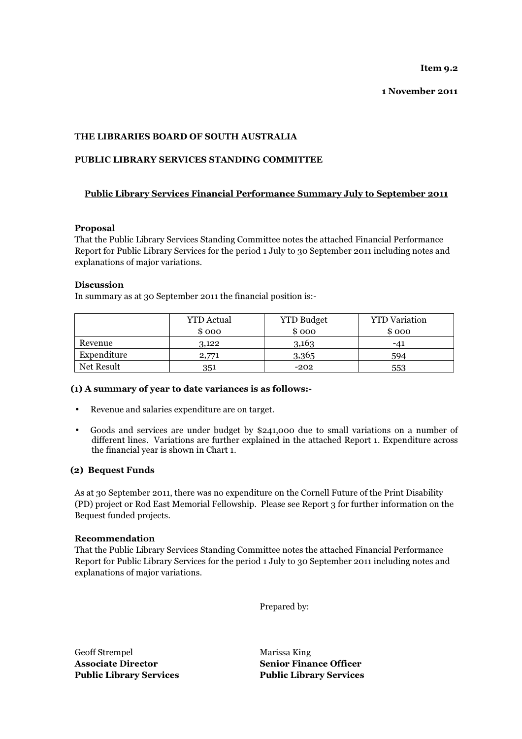**Item 9.2**

**1 November 2011**

**THE LIBRARIES BOARD OF SOUTH AUSTRALIA**

**PUBLIC LIBRARY SERVICES STANDING COMMITTEE**

**Public Library Services Financial Performance Summary July to September 2011**

**Proposal**

That the Public Library Services Standing Committee notes the attached Financial Performance Report for Public Library Services for the period 1 July to 30 September 2011 including notes and explanations of major variations.

**Discussion**

In summary as at 30 September 2011 the financial position is:-

| | YTD Actual<br>$ 000 | YTD Budget<br>$ 000 | YTD Variation<br>$ 000 |
|---|---|---|---|
| Revenue | 3,122 | 3,163 | -41 |
| Expenditure | 2,771 | 3,365 | 594 |
| Net Result | 351 | -202 | 553 |

**(1) A summary of year to date variances is as follows:-**

- Revenue and salaries expenditure are on target.
- Goods and services are under budget by $241,000 due to small variations on a number of different lines. Variations are further explained in the attached Report 1. Expenditure across the financial year is shown in Chart 1.

**(2) Bequest Funds**

As at 30 September 2011, there was no expenditure on the Cornell Future of the Print Disability (PD) project or Rod East Memorial Fellowship. Please see Report 3 for further information on the Bequest funded projects.

**Recommendation**

That the Public Library Services Standing Committee notes the attached Financial Performance Report for Public Library Services for the period 1 July to 30 September 2011 including notes and explanations of major variations.

Prepared by:

Geoff Strempel
**Associate Director**
**Public Library Services**

Marissa King
**Senior Finance Officer**
**Public Library Services**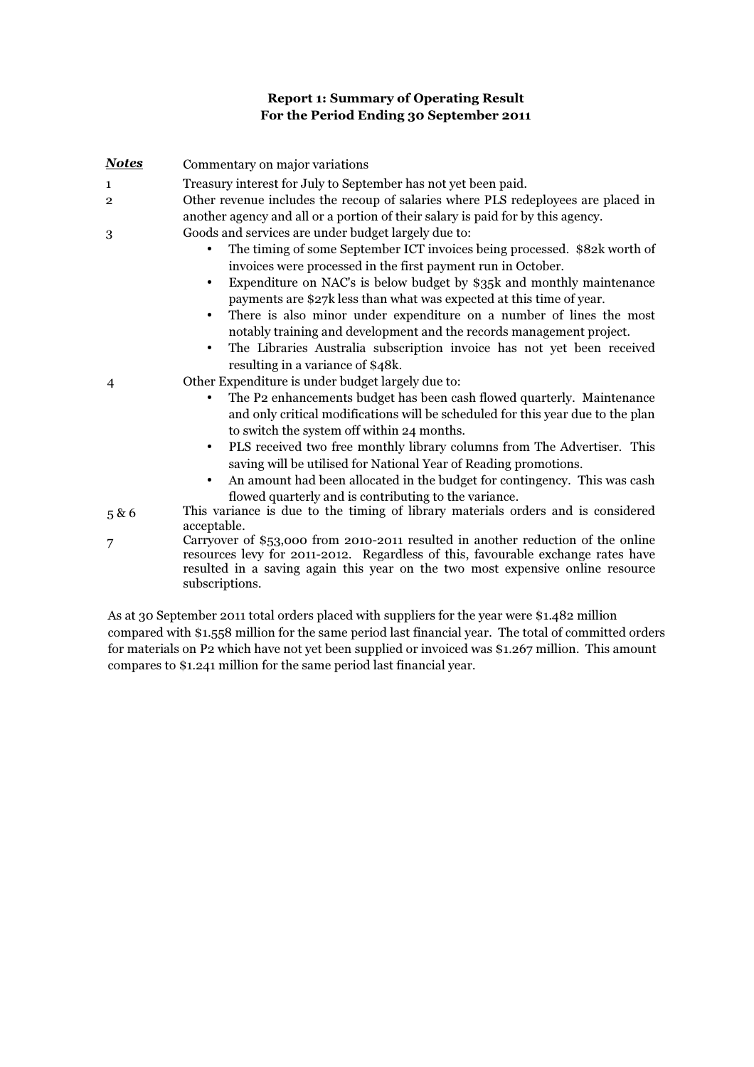**Report 1: Summary of Operating Result**
**For the Period Ending 30 September 2011**

| ***Notes*** | Commentary on major variations |
|---|---|
| 1 | Treasury interest for July to September has not yet been paid. |
| 2 | Other revenue includes the recoup of salaries where PLS redeployees are placed in another agency and all or a portion of their salary is paid for by this agency. |
| 3 | Goods and services are under budget largely due to:<br>• The timing of some September ICT invoices being processed. $82k worth of invoices were processed in the first payment run in October.<br>• Expenditure on NAC's is below budget by $35k and monthly maintenance payments are $27k less than what was expected at this time of year.<br>• There is also minor under expenditure on a number of lines the most notably training and development and the records management project.<br>• The Libraries Australia subscription invoice has not yet been received resulting in a variance of $48k. |
| 4 | Other Expenditure is under budget largely due to:<br>• The P2 enhancements budget has been cash flowed quarterly. Maintenance and only critical modifications will be scheduled for this year due to the plan to switch the system off within 24 months.<br>• PLS received two free monthly library columns from The Advertiser. This saving will be utilised for National Year of Reading promotions.<br>• An amount had been allocated in the budget for contingency. This was cash flowed quarterly and is contributing to the variance. |
| 5 & 6 | This variance is due to the timing of library materials orders and is considered acceptable. |
| 7 | Carryover of $53,000 from 2010-2011 resulted in another reduction of the online resources levy for 2011-2012. Regardless of this, favourable exchange rates have resulted in a saving again this year on the two most expensive online resource subscriptions. |

As at 30 September 2011 total orders placed with suppliers for the year were $1.482 million compared with $1.558 million for the same period last financial year. The total of committed orders for materials on P2 which have not yet been supplied or invoiced was $1.267 million. This amount compares to $1.241 million for the same period last financial year.